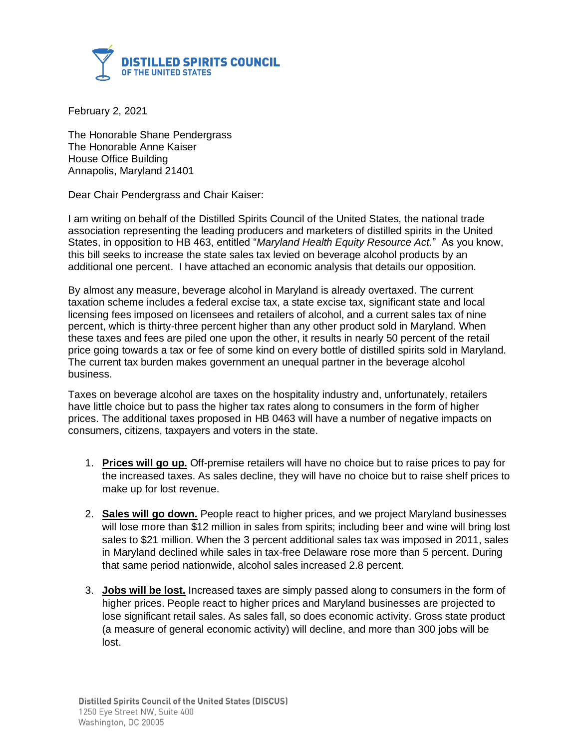**DISTILLED SPIRITS COUNCIL**
**OF THE UNITED STATES**

February 2, 2021

The Honorable Shane Pendergrass
The Honorable Anne Kaiser
House Office Building
Annapolis, Maryland 21401

Dear Chair Pendergrass and Chair Kaiser:

I am writing on behalf of the Distilled Spirits Council of the United States, the national trade association representing the leading producers and marketers of distilled spirits in the United States, in opposition to HB 463, entitled "*Maryland Health Equity Resource Act.*" As you know, this bill seeks to increase the state sales tax levied on beverage alcohol products by an additional one percent. I have attached an economic analysis that details our opposition.

By almost any measure, beverage alcohol in Maryland is already overtaxed. The current taxation scheme includes a federal excise tax, a state excise tax, significant state and local licensing fees imposed on licensees and retailers of alcohol, and a current sales tax of nine percent, which is thirty-three percent higher than any other product sold in Maryland. When these taxes and fees are piled one upon the other, it results in nearly 50 percent of the retail price going towards a tax or fee of some kind on every bottle of distilled spirits sold in Maryland. The current tax burden makes government an unequal partner in the beverage alcohol business.

Taxes on beverage alcohol are taxes on the hospitality industry and, unfortunately, retailers have little choice but to pass the higher tax rates along to consumers in the form of higher prices. The additional taxes proposed in HB 0463 will have a number of negative impacts on consumers, citizens, taxpayers and voters in the state.

1. **Prices will go up.** Off-premise retailers will have no choice but to raise prices to pay for the increased taxes. As sales decline, they will have no choice but to raise shelf prices to make up for lost revenue.

2. **Sales will go down.** People react to higher prices, and we project Maryland businesses will lose more than $12 million in sales from spirits; including beer and wine will bring lost sales to $21 million. When the 3 percent additional sales tax was imposed in 2011, sales in Maryland declined while sales in tax-free Delaware rose more than 5 percent. During that same period nationwide, alcohol sales increased 2.8 percent.

3. **Jobs will be lost.** Increased taxes are simply passed along to consumers in the form of higher prices. People react to higher prices and Maryland businesses are projected to lose significant retail sales. As sales fall, so does economic activity. Gross state product (a measure of general economic activity) will decline, and more than 300 jobs will be lost.

Distilled Spirits Council of the United States (DISCUS)
1250 Eye Street NW, Suite 400
Washington, DC 20005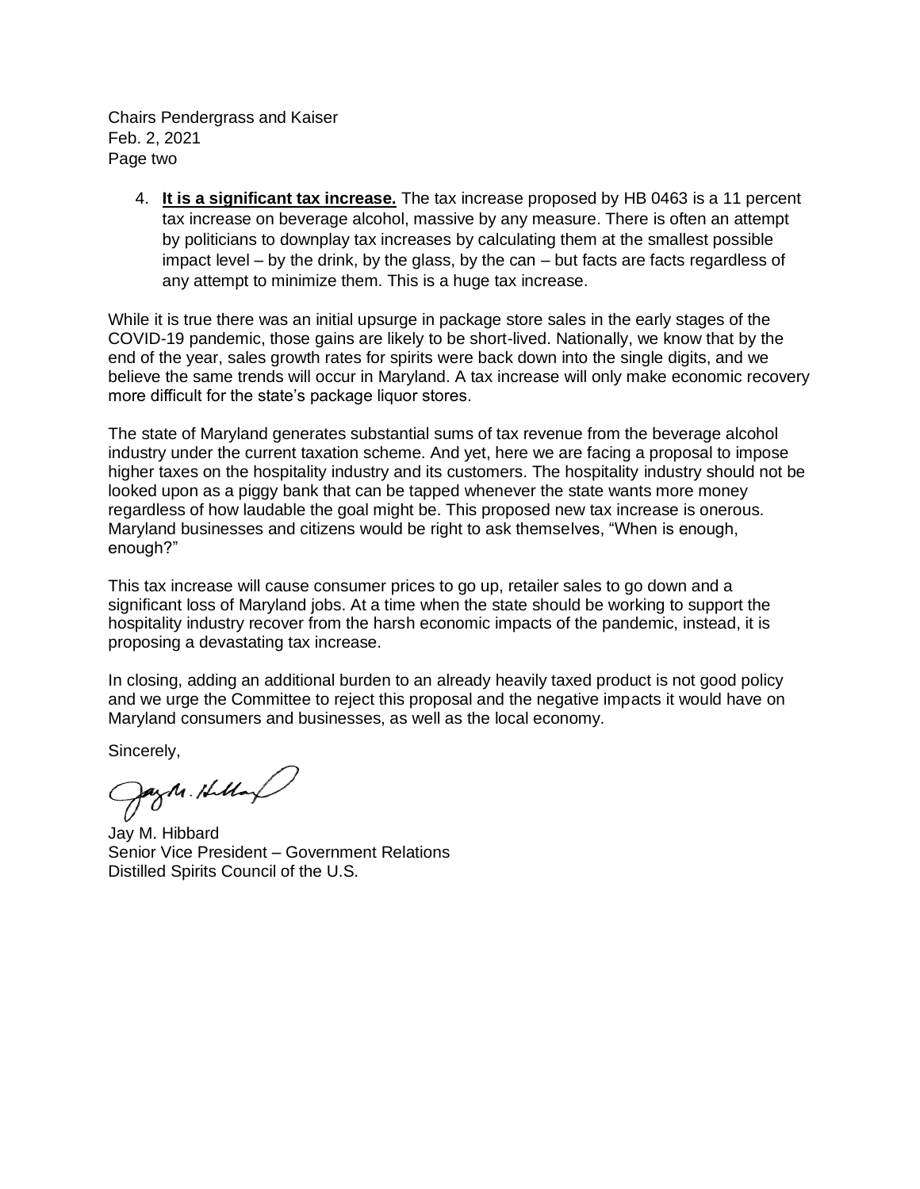Chairs Pendergrass and Kaiser
Feb. 2, 2021
Page two

4. **It is a significant tax increase.** The tax increase proposed by HB 0463 is a 11 percent tax increase on beverage alcohol, massive by any measure. There is often an attempt by politicians to downplay tax increases by calculating them at the smallest possible impact level – by the drink, by the glass, by the can – but facts are facts regardless of any attempt to minimize them. This is a huge tax increase.

While it is true there was an initial upsurge in package store sales in the early stages of the COVID-19 pandemic, those gains are likely to be short-lived. Nationally, we know that by the end of the year, sales growth rates for spirits were back down into the single digits, and we believe the same trends will occur in Maryland. A tax increase will only make economic recovery more difficult for the state's package liquor stores.

The state of Maryland generates substantial sums of tax revenue from the beverage alcohol industry under the current taxation scheme. And yet, here we are facing a proposal to impose higher taxes on the hospitality industry and its customers. The hospitality industry should not be looked upon as a piggy bank that can be tapped whenever the state wants more money regardless of how laudable the goal might be. This proposed new tax increase is onerous. Maryland businesses and citizens would be right to ask themselves, "When is enough, enough?"

This tax increase will cause consumer prices to go up, retailer sales to go down and a significant loss of Maryland jobs. At a time when the state should be working to support the hospitality industry recover from the harsh economic impacts of the pandemic, instead, it is proposing a devastating tax increase.

In closing, adding an additional burden to an already heavily taxed product is not good policy and we urge the Committee to reject this proposal and the negative impacts it would have on Maryland consumers and businesses, as well as the local economy.

Sincerely,

Jay M. Hibbard
Senior Vice President – Government Relations
Distilled Spirits Council of the U.S.